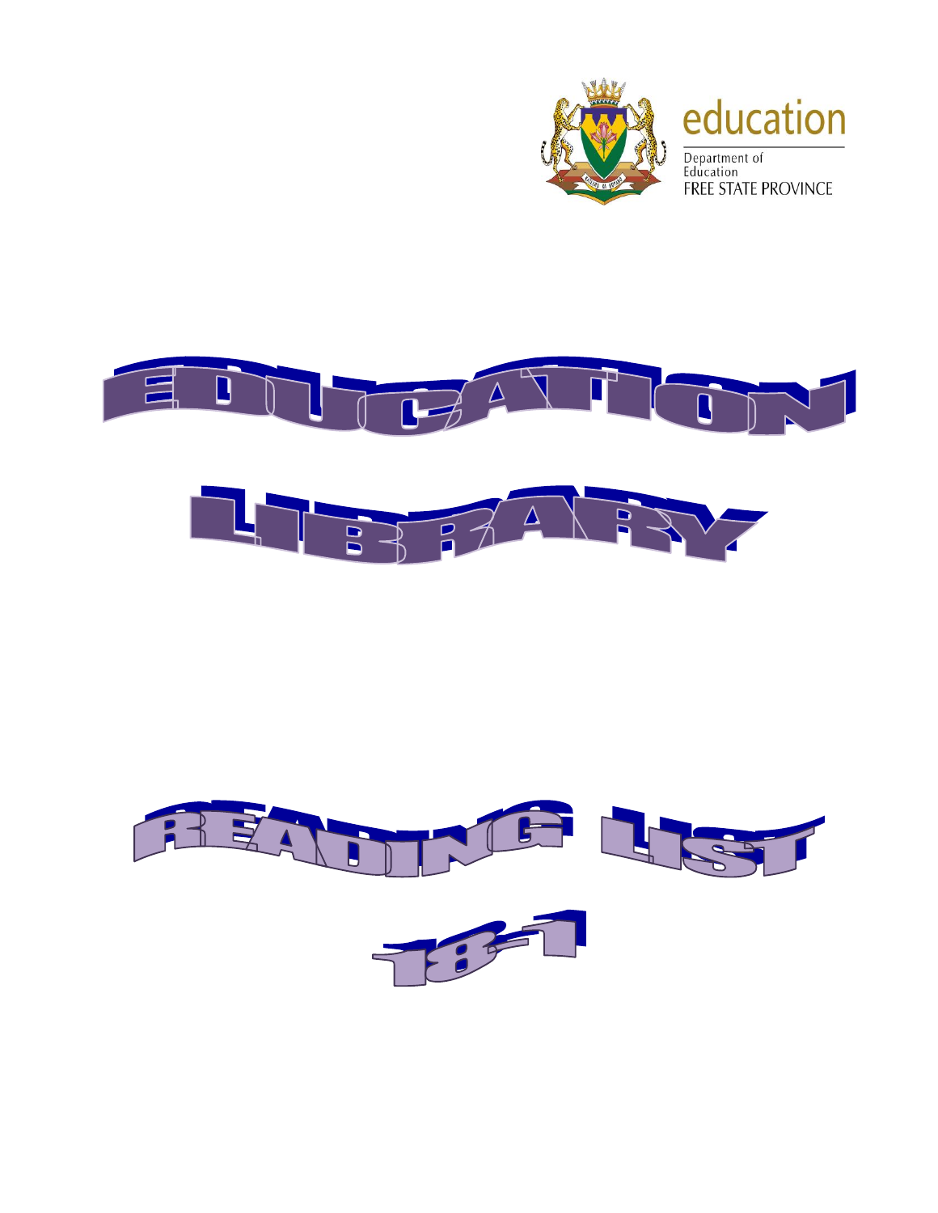education

Department of Education
FREE STATE PROVINCE

# EDUCATION LIBRARY

# READING LIST 18-1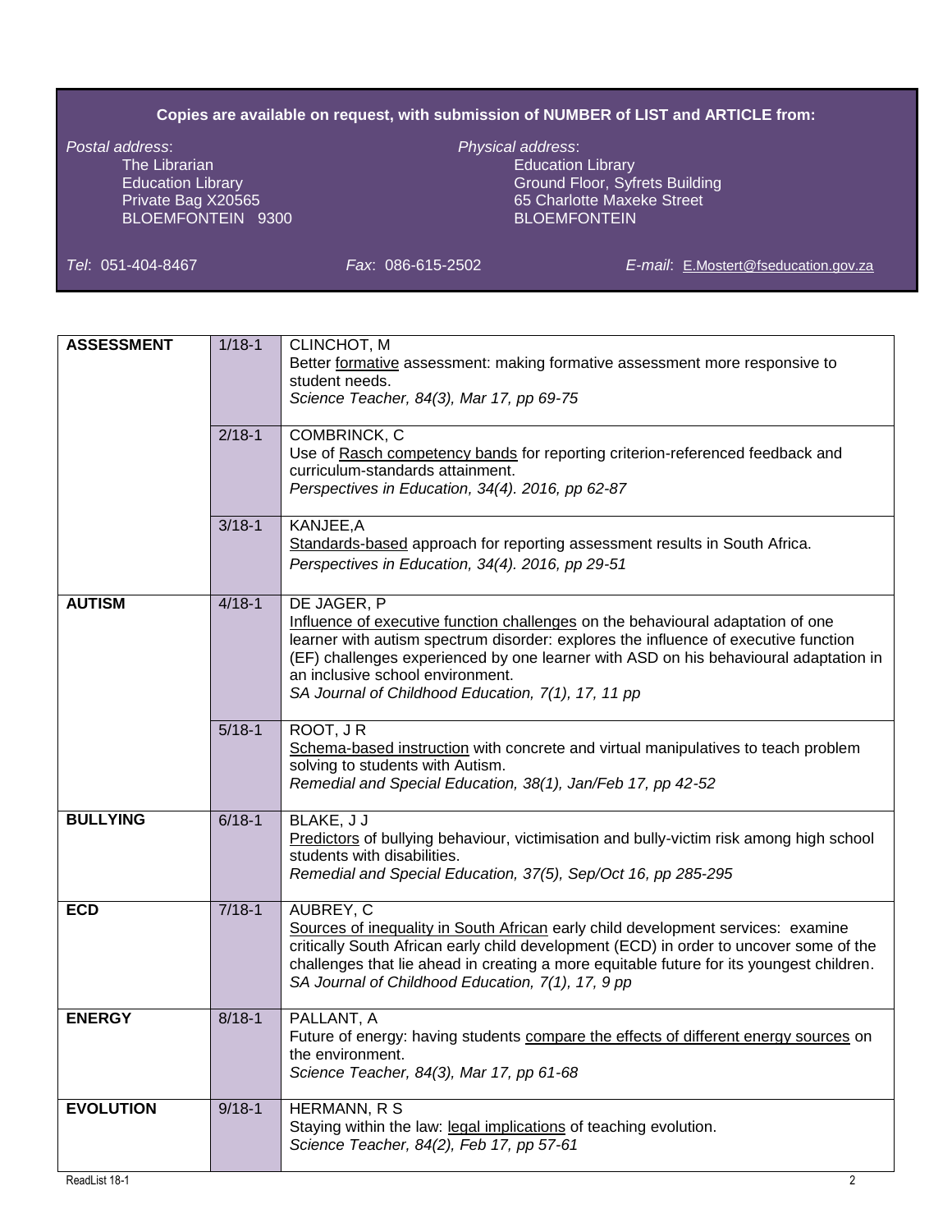**Copies are available on request, with submission of NUMBER of LIST and ARTICLE from:**

*Postal address*:
The Librarian
Education Library
Private Bag X20565
BLOEMFONTEIN 9300

*Physical address*:
Education Library
Ground Floor, Syfrets Building
65 Charlotte Maxeke Street
BLOEMFONTEIN

*Tel*: 051-404-8467 *Fax*: 086-615-2502 *E-mail*: E.Mostert@fseducation.gov.za

| | | |
|---|---|---|
| **ASSESSMENT** | 1/18-1 | CLINCHOT, M<br>Better formative assessment: making formative assessment more responsive to student needs.<br>*Science Teacher, 84(3), Mar 17, pp 69-75* |
| | 2/18-1 | COMBRINCK, C<br>Use of Rasch competency bands for reporting criterion-referenced feedback and curriculum-standards attainment.<br>*Perspectives in Education, 34(4). 2016, pp 62-87* |
| | 3/18-1 | KANJEE,A<br>Standards-based approach for reporting assessment results in South Africa.<br>*Perspectives in Education, 34(4). 2016, pp 29-51* |
| **AUTISM** | 4/18-1 | DE JAGER, P<br>Influence of executive function challenges on the behavioural adaptation of one learner with autism spectrum disorder: explores the influence of executive function (EF) challenges experienced by one learner with ASD on his behavioural adaptation in an inclusive school environment.<br>*SA Journal of Childhood Education, 7(1), 17, 11 pp* |
| | 5/18-1 | ROOT, J R<br>Schema-based instruction with concrete and virtual manipulatives to teach problem solving to students with Autism.<br>*Remedial and Special Education, 38(1), Jan/Feb 17, pp 42-52* |
| **BULLYING** | 6/18-1 | BLAKE, J J<br>Predictors of bullying behaviour, victimisation and bully-victim risk among high school students with disabilities.<br>*Remedial and Special Education, 37(5), Sep/Oct 16, pp 285-295* |
| **ECD** | 7/18-1 | AUBREY, C<br>Sources of inequality in South African early child development services: examine critically South African early child development (ECD) in order to uncover some of the challenges that lie ahead in creating a more equitable future for its youngest children.<br>*SA Journal of Childhood Education, 7(1), 17, 9 pp* |
| **ENERGY** | 8/18-1 | PALLANT, A<br>Future of energy: having students compare the effects of different energy sources on the environment.<br>*Science Teacher, 84(3), Mar 17, pp 61-68* |
| **EVOLUTION** | 9/18-1 | HERMANN, R S<br>Staying within the law: legal implications of teaching evolution.<br>*Science Teacher, 84(2), Feb 17, pp 57-61* |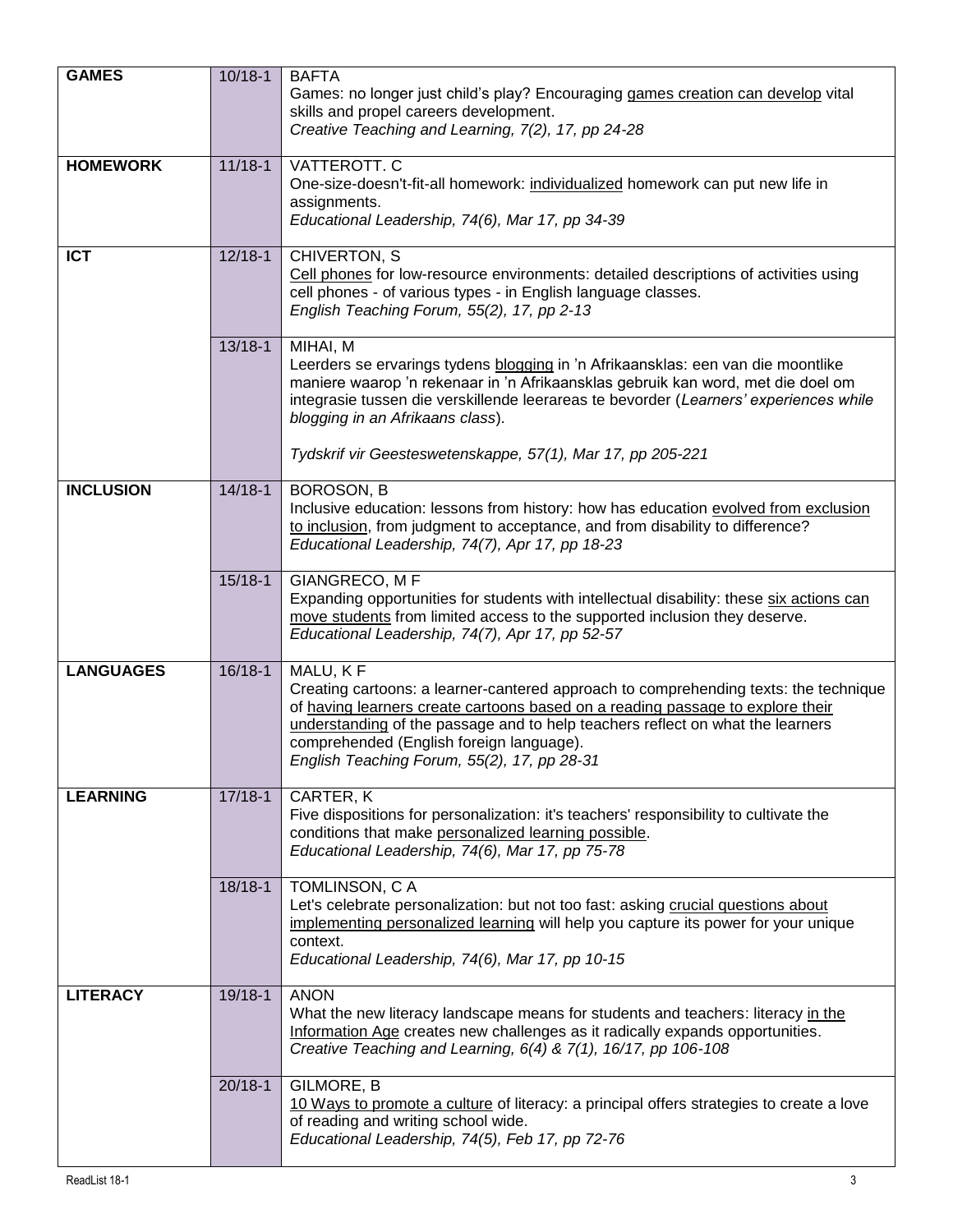| | | |
|---|---|---|
| **GAMES** | 10/18-1 | BAFTA<br>Games: no longer just child's play? Encouraging games creation can develop vital skills and propel careers development.<br>*Creative Teaching and Learning, 7(2), 17, pp 24-28* |
| **HOMEWORK** | 11/18-1 | VATTEROTT. C<br>One-size-doesn't-fit-all homework: individualized homework can put new life in assignments.<br>*Educational Leadership, 74(6), Mar 17, pp 34-39* |
| **ICT** | 12/18-1 | CHIVERTON, S<br>Cell phones for low-resource environments: detailed descriptions of activities using cell phones - of various types - in English language classes.<br>*English Teaching Forum, 55(2), 17, pp 2-13* |
| | 13/18-1 | MIHAI, M<br>Leerders se ervarings tydens blogging in 'n Afrikaansklas: een van die moontlike maniere waarop 'n rekenaar in 'n Afrikaansklas gebruik kan word, met die doel om integrasie tussen die verskillende leerareas te bevorder (*Learners' experiences while blogging in an Afrikaans class*).<br><br>*Tydskrif vir Geesteswetenskappe, 57(1), Mar 17, pp 205-221* |
| **INCLUSION** | 14/18-1 | BOROSON, B<br>Inclusive education: lessons from history: how has education evolved from exclusion to inclusion, from judgment to acceptance, and from disability to difference?<br>*Educational Leadership, 74(7), Apr 17, pp 18-23* |
| | 15/18-1 | GIANGRECO, M F<br>Expanding opportunities for students with intellectual disability: these six actions can move students from limited access to the supported inclusion they deserve.<br>*Educational Leadership, 74(7), Apr 17, pp 52-57* |
| **LANGUAGES** | 16/18-1 | MALU, K F<br>Creating cartoons: a learner-cantered approach to comprehending texts: the technique of having learners create cartoons based on a reading passage to explore their understanding of the passage and to help teachers reflect on what the learners comprehended (English foreign language).<br>*English Teaching Forum, 55(2), 17, pp 28-31* |
| **LEARNING** | 17/18-1 | CARTER, K<br>Five dispositions for personalization: it's teachers' responsibility to cultivate the conditions that make personalized learning possible.<br>*Educational Leadership, 74(6), Mar 17, pp 75-78* |
| | 18/18-1 | TOMLINSON, C A<br>Let's celebrate personalization: but not too fast: asking crucial questions about implementing personalized learning will help you capture its power for your unique context.<br>*Educational Leadership, 74(6), Mar 17, pp 10-15* |
| **LITERACY** | 19/18-1 | ANON<br>What the new literacy landscape means for students and teachers: literacy in the Information Age creates new challenges as it radically expands opportunities.<br>*Creative Teaching and Learning, 6(4) & 7(1), 16/17, pp 106-108* |
| | 20/18-1 | GILMORE, B<br>10 Ways to promote a culture of literacy: a principal offers strategies to create a love of reading and writing school wide.<br>*Educational Leadership, 74(5), Feb 17, pp 72-76* |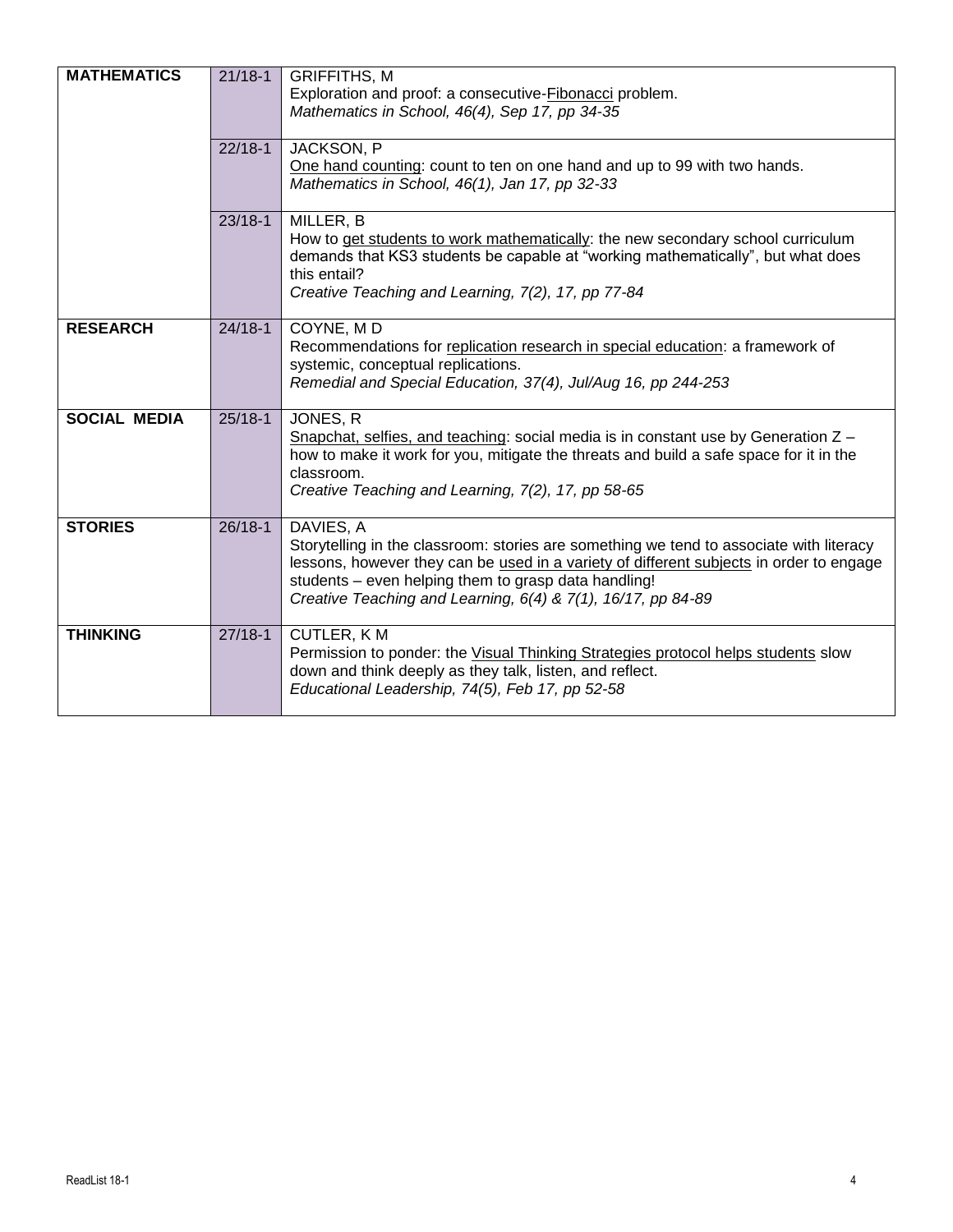| | | |
|---|---|---|
| **MATHEMATICS** | 21/18-1 | GRIFFITHS, M<br>Exploration and proof: a consecutive-<u>Fibonacci</u> problem.<br>*Mathematics in School, 46(4), Sep 17, pp 34-35* |
| | 22/18-1 | JACKSON, P<br><u>One hand counting</u>: count to ten on one hand and up to 99 with two hands.<br>*Mathematics in School, 46(1), Jan 17, pp 32-33* |
| | 23/18-1 | MILLER, B<br>How to <u>get students to work mathematically</u>: the new secondary school curriculum demands that KS3 students be capable at "working mathematically", but what does this entail?<br>*Creative Teaching and Learning, 7(2), 17, pp 77-84* |
| **RESEARCH** | 24/18-1 | COYNE, M D<br>Recommendations for <u>replication research in special education</u>: a framework of systemic, conceptual replications.<br>*Remedial and Special Education, 37(4), Jul/Aug 16, pp 244-253* |
| **SOCIAL MEDIA** | 25/18-1 | JONES, R<br><u>Snapchat, selfies, and teaching</u>: social media is in constant use by Generation Z – how to make it work for you, mitigate the threats and build a safe space for it in the classroom.<br>*Creative Teaching and Learning, 7(2), 17, pp 58-65* |
| **STORIES** | 26/18-1 | DAVIES, A<br>Storytelling in the classroom: stories are something we tend to associate with literacy lessons, however they can be <u>used in a variety of different subjects</u> in order to engage students – even helping them to grasp data handling!<br>*Creative Teaching and Learning, 6(4) & 7(1), 16/17, pp 84-89* |
| **THINKING** | 27/18-1 | CUTLER, K M<br>Permission to ponder: the <u>Visual Thinking Strategies protocol helps students</u> slow down and think deeply as they talk, listen, and reflect.<br>*Educational Leadership, 74(5), Feb 17, pp 52-58* |